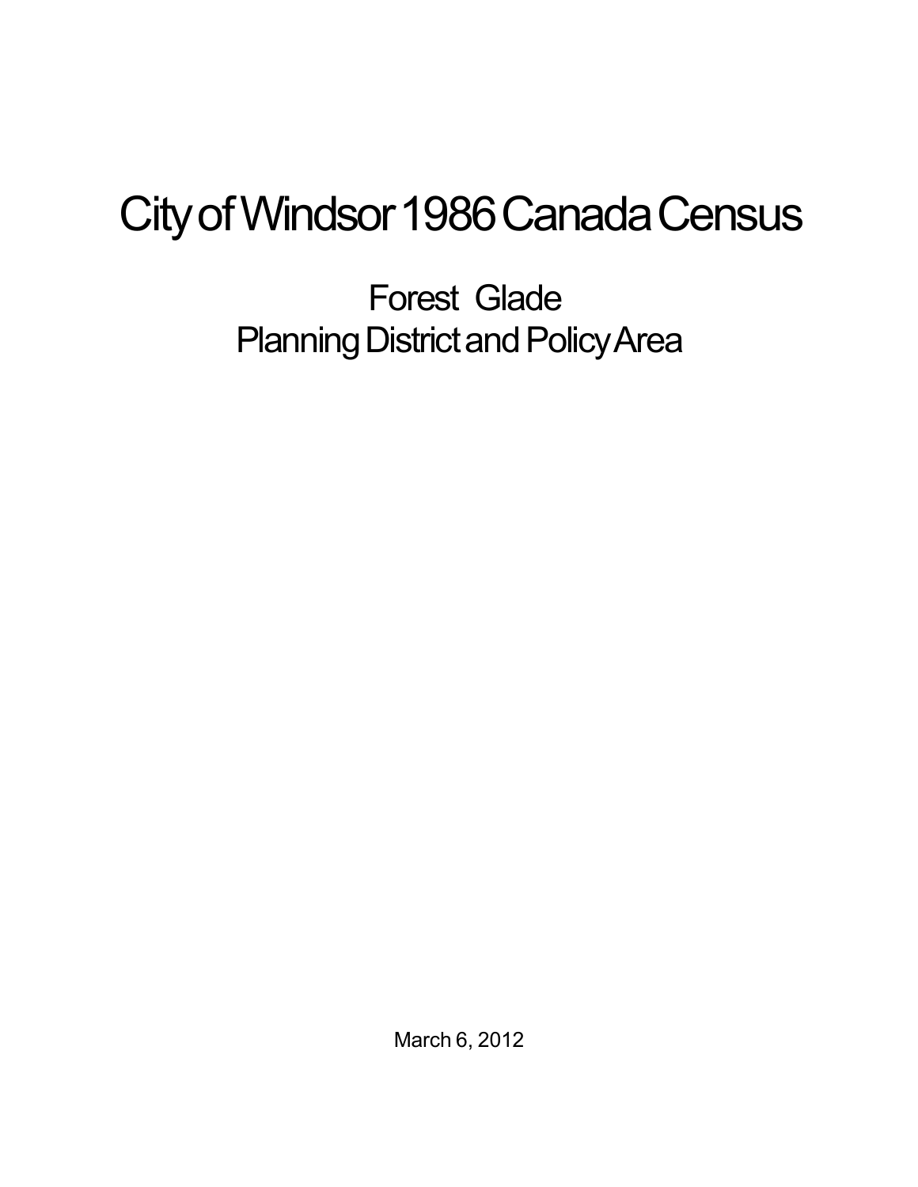# City of Windsor 1986 Canada Census

## Forest Glade
## Planning District and Policy Area

March 6, 2012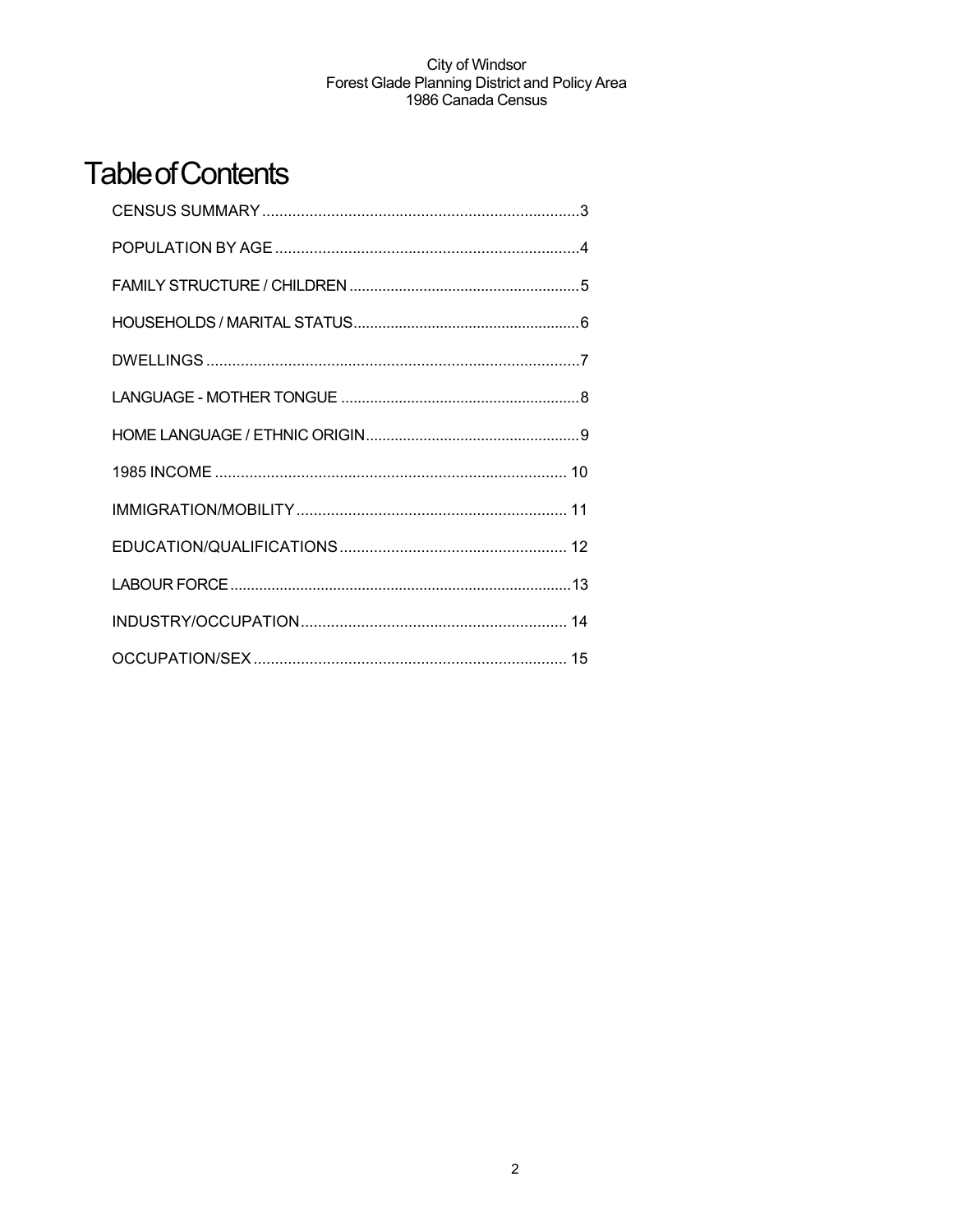# Table of Contents

CENSUS SUMMARY .......... 3

POPULATION BY AGE .......... 4

FAMILY STRUCTURE / CHILDREN .......... 5

HOUSEHOLDS / MARITAL STATUS .......... 6

DWELLINGS .......... 7

LANGUAGE - MOTHER TONGUE .......... 8

HOME LANGUAGE / ETHNIC ORIGIN .......... 9

1985 INCOME .......... 10

IMMIGRATION/MOBILITY .......... 11

EDUCATION/QUALIFICATIONS .......... 12

LABOUR FORCE .......... 13

INDUSTRY/OCCUPATION .......... 14

OCCUPATION/SEX .......... 15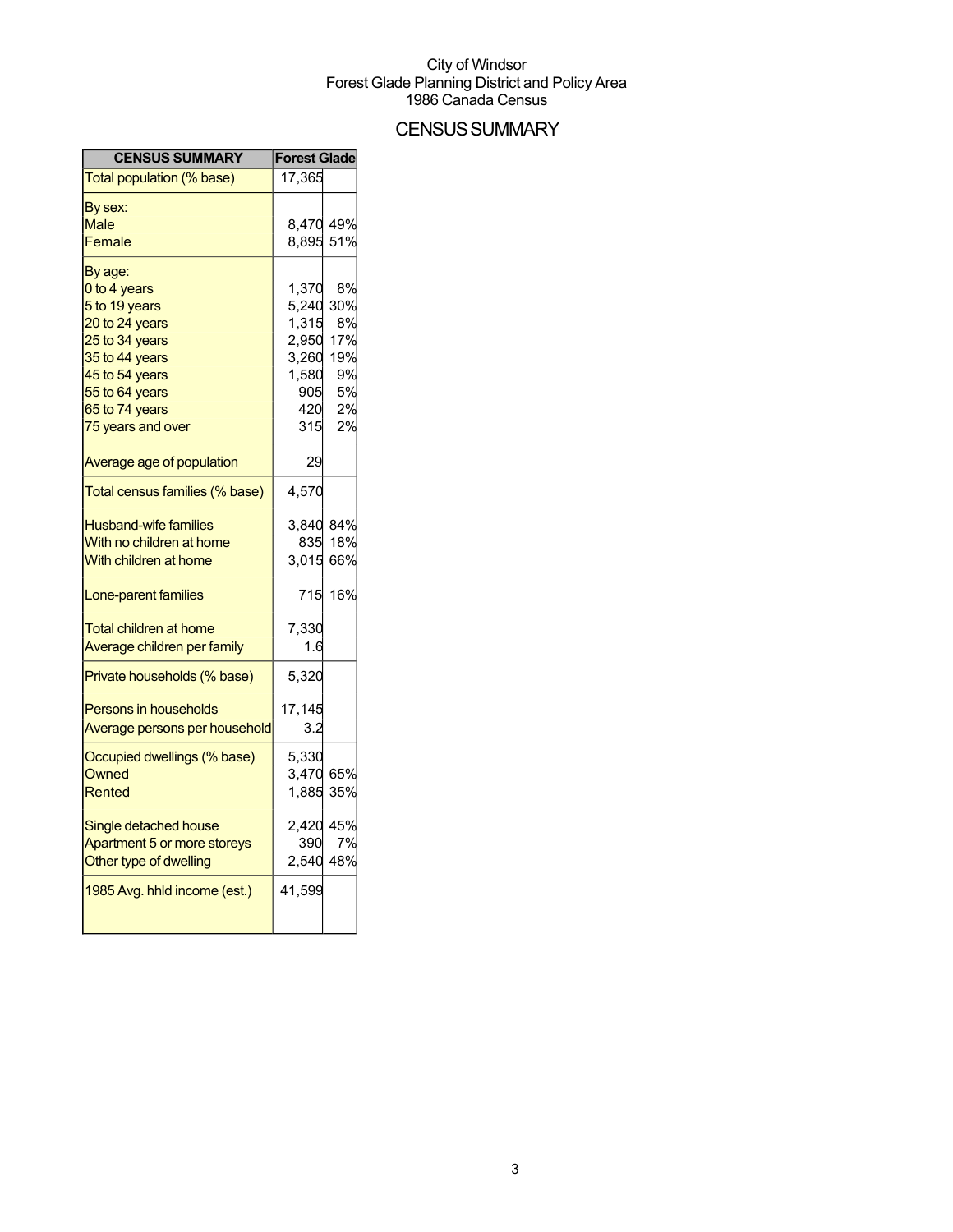City of Windsor
Forest Glade Planning District and Policy Area
1986 Canada Census

# CENSUS SUMMARY

| CENSUS SUMMARY | Forest Glade | |
|---|---|---|
| Total population (% base) | 17,365 | |
| By sex: | | |
| Male | 8,470 | 49% |
| Female | 8,895 | 51% |
| By age: | | |
| 0 to 4 years | 1,370 | 8% |
| 5 to 19 years | 5,240 | 30% |
| 20 to 24 years | 1,315 | 8% |
| 25 to 34 years | 2,950 | 17% |
| 35 to 44 years | 3,260 | 19% |
| 45 to 54 years | 1,580 | 9% |
| 55 to 64 years | 905 | 5% |
| 65 to 74 years | 420 | 2% |
| 75 years and over | 315 | 2% |
| Average age of population | 29 | |
| Total census families (% base) | 4,570 | |
| Husband-wife families | 3,840 | 84% |
| With no children at home | 835 | 18% |
| With children at home | 3,015 | 66% |
| Lone-parent families | 715 | 16% |
| Total children at home | 7,330 | |
| Average children per family | 1.6 | |
| Private households (% base) | 5,320 | |
| Persons in households | 17,145 | |
| Average persons per household | 3.2 | |
| Occupied dwellings (% base) | 5,330 | |
| Owned | 3,470 | 65% |
| Rented | 1,885 | 35% |
| Single detached house | 2,420 | 45% |
| Apartment 5 or more storeys | 390 | 7% |
| Other type of dwelling | 2,540 | 48% |
| 1985 Avg. hhld income (est.) | 41,599 | |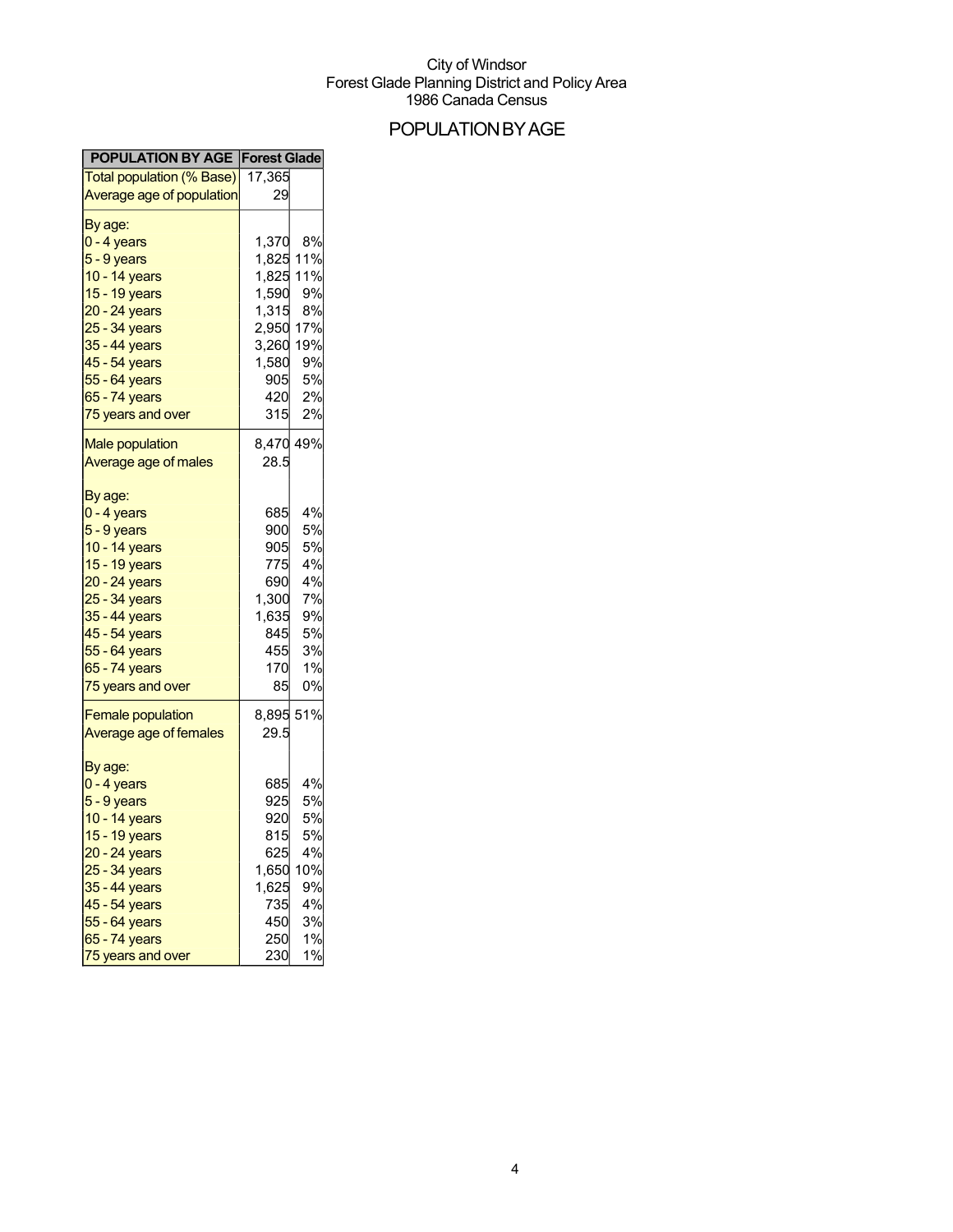City of Windsor
Forest Glade Planning District and Policy Area
1986 Canada Census

# POPULATION BY AGE

| POPULATION BY AGE | Forest Glade | |
|---|---|---|
| Total population (% Base) | 17,365 | |
| Average age of population | 29 | |
| By age: | | |
| 0 - 4 years | 1,370 | 8% |
| 5 - 9 years | 1,825 | 11% |
| 10 - 14 years | 1,825 | 11% |
| 15 - 19 years | 1,590 | 9% |
| 20 - 24 years | 1,315 | 8% |
| 25 - 34 years | 2,950 | 17% |
| 35 - 44 years | 3,260 | 19% |
| 45 - 54 years | 1,580 | 9% |
| 55 - 64 years | 905 | 5% |
| 65 - 74 years | 420 | 2% |
| 75 years and over | 315 | 2% |
| Male population | 8,470 | 49% |
| Average age of males | 28.5 | |
| By age: | | |
| 0 - 4 years | 685 | 4% |
| 5 - 9 years | 900 | 5% |
| 10 - 14 years | 905 | 5% |
| 15 - 19 years | 775 | 4% |
| 20 - 24 years | 690 | 4% |
| 25 - 34 years | 1,300 | 7% |
| 35 - 44 years | 1,635 | 9% |
| 45 - 54 years | 845 | 5% |
| 55 - 64 years | 455 | 3% |
| 65 - 74 years | 170 | 1% |
| 75 years and over | 85 | 0% |
| Female population | 8,895 | 51% |
| Average age of females | 29.5 | |
| By age: | | |
| 0 - 4 years | 685 | 4% |
| 5 - 9 years | 925 | 5% |
| 10 - 14 years | 920 | 5% |
| 15 - 19 years | 815 | 5% |
| 20 - 24 years | 625 | 4% |
| 25 - 34 years | 1,650 | 10% |
| 35 - 44 years | 1,625 | 9% |
| 45 - 54 years | 735 | 4% |
| 55 - 64 years | 450 | 3% |
| 65 - 74 years | 250 | 1% |
| 75 years and over | 230 | 1% |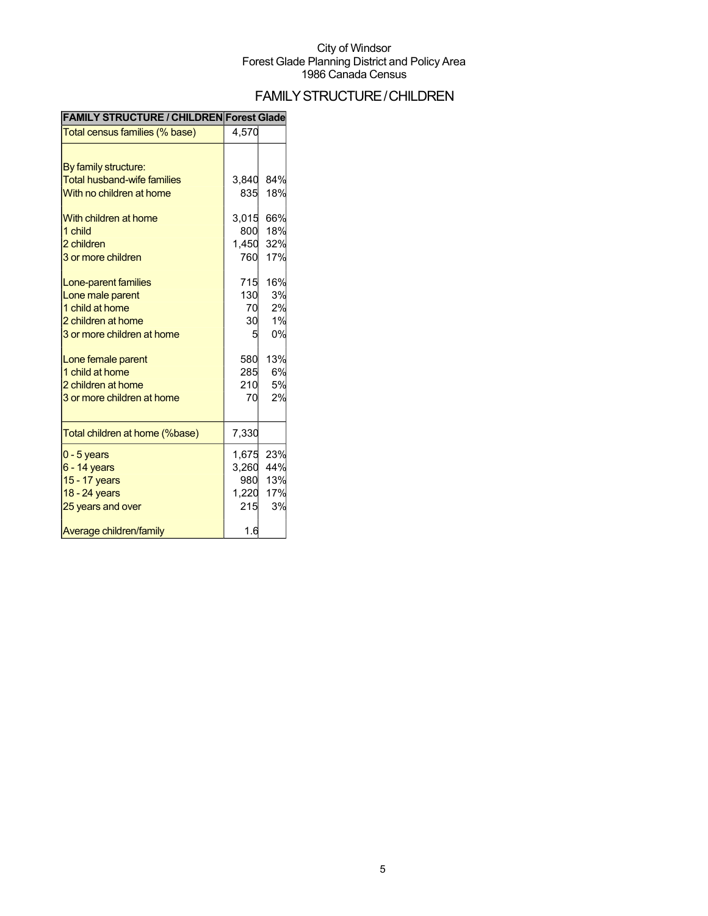City of Windsor
Forest Glade Planning District and Policy Area
1986 Canada Census

# FAMILY STRUCTURE / CHILDREN

| FAMILY STRUCTURE / CHILDREN | Forest Glade | |
|---|---|---|
| Total census families (% base) | 4,570 | |
| | | |
| By family structure: | | |
| Total husband-wife families | 3,840 | 84% |
| With no children at home | 835 | 18% |
| | | |
| With children at home | 3,015 | 66% |
| 1 child | 800 | 18% |
| 2 children | 1,450 | 32% |
| 3 or more children | 760 | 17% |
| | | |
| Lone-parent families | 715 | 16% |
| Lone male parent | 130 | 3% |
| 1 child at home | 70 | 2% |
| 2 children at home | 30 | 1% |
| 3 or more children at home | 5 | 0% |
| | | |
| Lone female parent | 580 | 13% |
| 1 child at home | 285 | 6% |
| 2 children at home | 210 | 5% |
| 3 or more children at home | 70 | 2% |
| | | |
| Total children at home (%base) | 7,330 | |
| 0 - 5 years | 1,675 | 23% |
| 6 - 14 years | 3,260 | 44% |
| 15 - 17 years | 980 | 13% |
| 18 - 24 years | 1,220 | 17% |
| 25 years and over | 215 | 3% |
| | | |
| Average children/family | 1.6 | |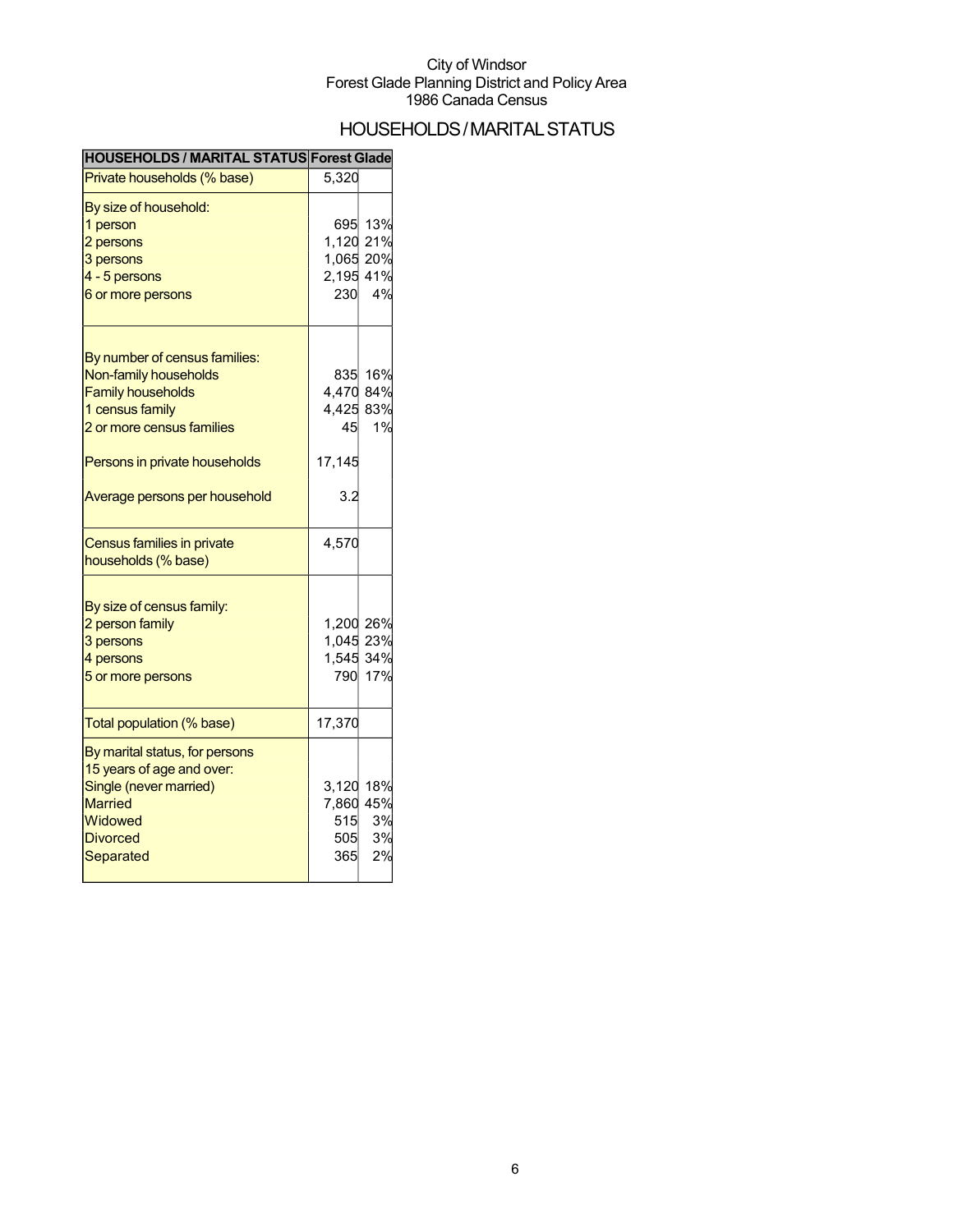City of Windsor
Forest Glade Planning District and Policy Area
1986 Canada Census

# HOUSEHOLDS / MARITAL STATUS

| HOUSEHOLDS / MARITAL STATUS | Forest Glade | |
|---|---|---|
| Private households (% base) | 5,320 | |
| By size of household: | | |
| 1 person | 695 | 13% |
| 2 persons | 1,120 | 21% |
| 3 persons | 1,065 | 20% |
| 4 - 5 persons | 2,195 | 41% |
| 6 or more persons | 230 | 4% |
| By number of census families: | | |
| Non-family households | 835 | 16% |
| Family households | 4,470 | 84% |
| 1 census family | 4,425 | 83% |
| 2 or more census families | 45 | 1% |
| Persons in private households | 17,145 | |
| Average persons per household | 3.2 | |
| Census families in private households (% base) | 4,570 | |
| By size of census family: | | |
| 2 person family | 1,200 | 26% |
| 3 persons | 1,045 | 23% |
| 4 persons | 1,545 | 34% |
| 5 or more persons | 790 | 17% |
| Total population (% base) | 17,370 | |
| By marital status, for persons 15 years of age and over: | | |
| Single (never married) | 3,120 | 18% |
| Married | 7,860 | 45% |
| Widowed | 515 | 3% |
| Divorced | 505 | 3% |
| Separated | 365 | 2% |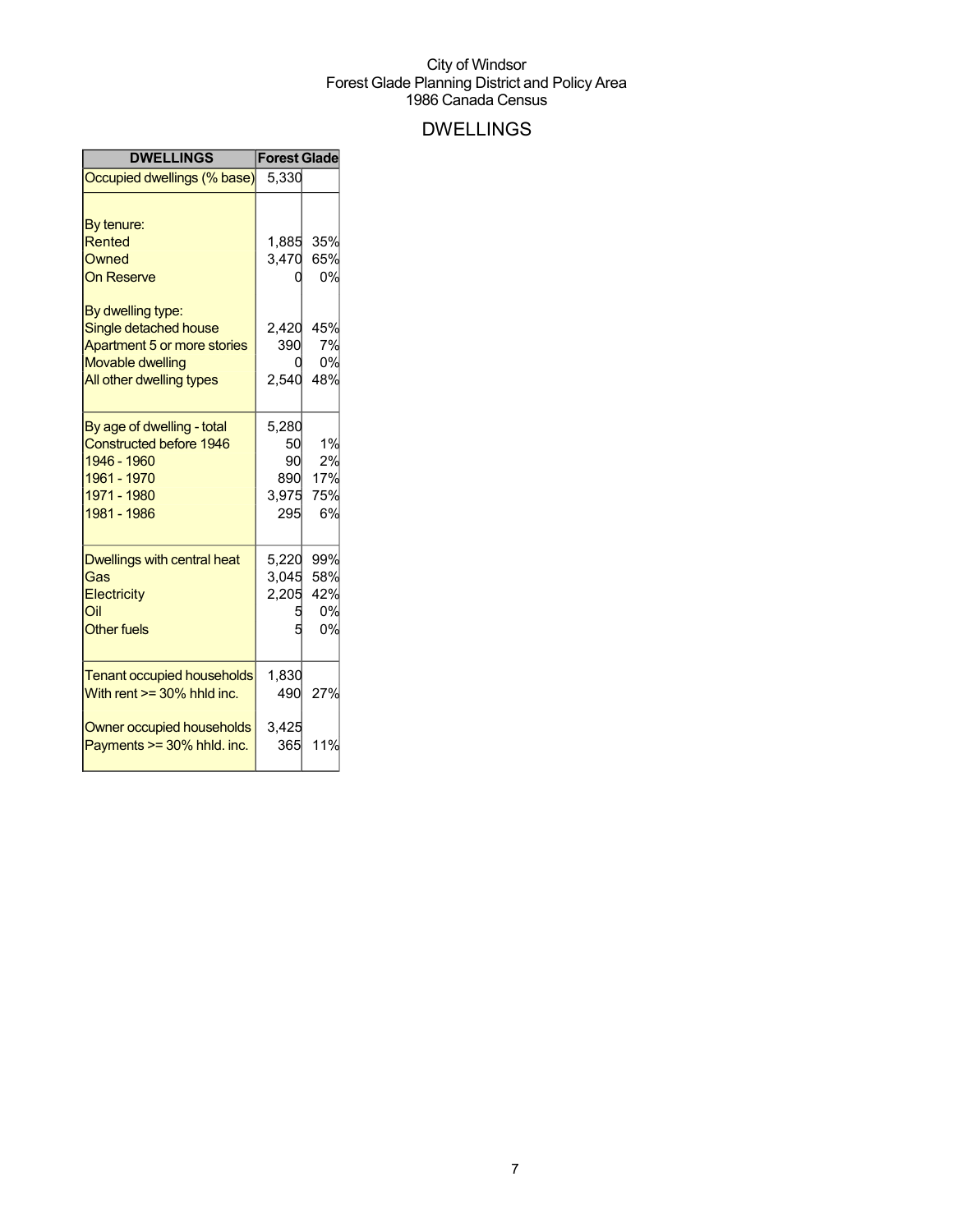City of Windsor
Forest Glade Planning District and Policy Area
1986 Canada Census

# DWELLINGS

| DWELLINGS | Forest Glade | |
|---|---|---|
| Occupied dwellings (% base) | 5,330 | |
| | | |
| By tenure: | | |
| Rented | 1,885 | 35% |
| Owned | 3,470 | 65% |
| On Reserve | 0 | 0% |
| | | |
| By dwelling type: | | |
| Single detached house | 2,420 | 45% |
| Apartment 5 or more stories | 390 | 7% |
| Movable dwelling | 0 | 0% |
| All other dwelling types | 2,540 | 48% |
| | | |
| By age of dwelling - total | 5,280 | |
| Constructed before 1946 | 50 | 1% |
| 1946 - 1960 | 90 | 2% |
| 1961 - 1970 | 890 | 17% |
| 1971 - 1980 | 3,975 | 75% |
| 1981 - 1986 | 295 | 6% |
| | | |
| Dwellings with central heat | 5,220 | 99% |
| Gas | 3,045 | 58% |
| Electricity | 2,205 | 42% |
| Oil | 5 | 0% |
| Other fuels | 5 | 0% |
| | | |
| Tenant occupied households | 1,830 | |
| With rent >= 30% hhld inc. | 490 | 27% |
| | | |
| Owner occupied households | 3,425 | |
| Payments >= 30% hhld. inc. | 365 | 11% |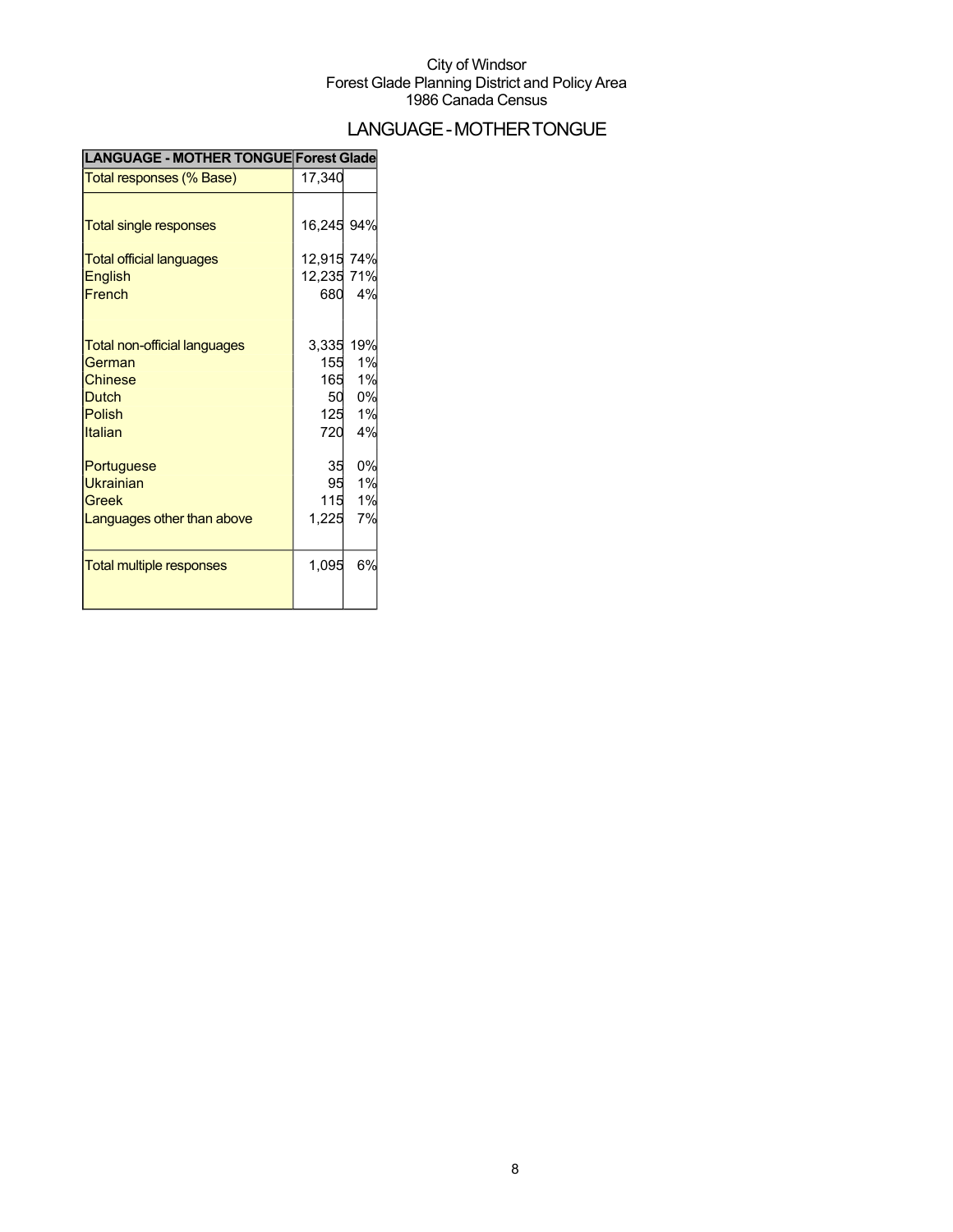City of Windsor
Forest Glade Planning District and Policy Area
1986 Canada Census

# LANGUAGE - MOTHER TONGUE

| LANGUAGE - MOTHER TONGUE | Forest Glade | |
|---|---|---|
| Total responses (% Base) | 17,340 | |
| Total single responses | 16,245 | 94% |
| Total official languages | 12,915 | 74% |
| English | 12,235 | 71% |
| French | 680 | 4% |
| Total non-official languages | 3,335 | 19% |
| German | 155 | 1% |
| Chinese | 165 | 1% |
| Dutch | 50 | 0% |
| Polish | 125 | 1% |
| Italian | 720 | 4% |
| Portuguese | 35 | 0% |
| Ukrainian | 95 | 1% |
| Greek | 115 | 1% |
| Languages other than above | 1,225 | 7% |
| Total multiple responses | 1,095 | 6% |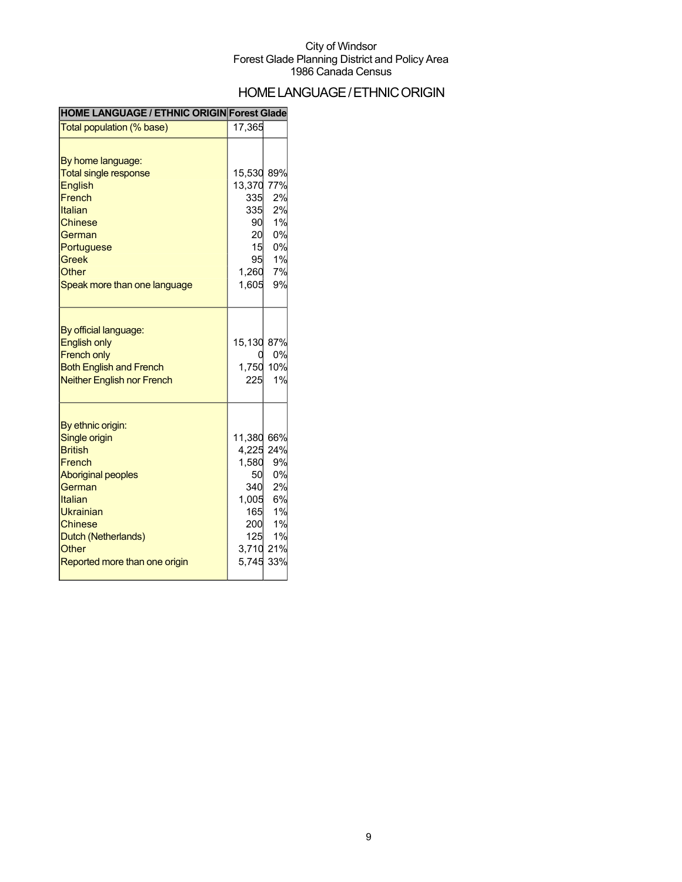City of Windsor
Forest Glade Planning District and Policy Area
1986 Canada Census

# HOME LANGUAGE / ETHNIC ORIGIN

| HOME LANGUAGE / ETHNIC ORIGIN | Forest Glade | |
|---|---|---|
| Total population (% base) | 17,365 | |
| | | |
| By home language: | | |
| Total single response | 15,530 | 89% |
| English | 13,370 | 77% |
| French | 335 | 2% |
| Italian | 335 | 2% |
| Chinese | 90 | 1% |
| German | 20 | 0% |
| Portuguese | 15 | 0% |
| Greek | 95 | 1% |
| Other | 1,260 | 7% |
| Speak more than one language | 1,605 | 9% |
| | | |
| By official language: | | |
| English only | 15,130 | 87% |
| French only | 0 | 0% |
| Both English and French | 1,750 | 10% |
| Neither English nor French | 225 | 1% |
| | | |
| By ethnic origin: | | |
| Single origin | 11,380 | 66% |
| British | 4,225 | 24% |
| French | 1,580 | 9% |
| Aboriginal peoples | 50 | 0% |
| German | 340 | 2% |
| Italian | 1,005 | 6% |
| Ukrainian | 165 | 1% |
| Chinese | 200 | 1% |
| Dutch (Netherlands) | 125 | 1% |
| Other | 3,710 | 21% |
| Reported more than one origin | 5,745 | 33% |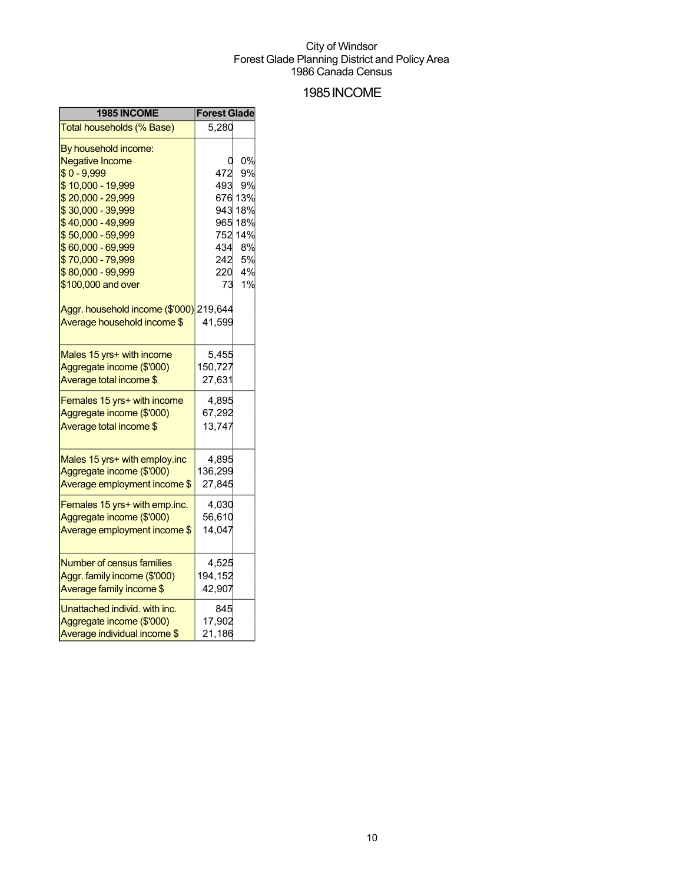City of Windsor
Forest Glade Planning District and Policy Area
1986 Canada Census

# 1985 INCOME

| 1985 INCOME | Forest Glade | |
|---|---|---|
| Total households (% Base) | 5,280 | |
| By household income: | | |
| Negative Income | 0 | 0% |
| $ 0 - 9,999 | 472 | 9% |
| $ 10,000 - 19,999 | 493 | 9% |
| $ 20,000 - 29,999 | 676 | 13% |
| $ 30,000 - 39,999 | 943 | 18% |
| $ 40,000 - 49,999 | 965 | 18% |
| $ 50,000 - 59,999 | 752 | 14% |
| $ 60,000 - 69,999 | 434 | 8% |
| $ 70,000 - 79,999 | 242 | 5% |
| $ 80,000 - 99,999 | 220 | 4% |
| $100,000 and over | 73 | 1% |
| Aggr. household income ($'000) | 219,644 | |
| Average household income $ | 41,599 | |
| Males 15 yrs+ with income | 5,455 | |
| Aggregate income ($'000) | 150,727 | |
| Average total income $ | 27,631 | |
| Females 15 yrs+ with income | 4,895 | |
| Aggregate income ($'000) | 67,292 | |
| Average total income $ | 13,747 | |
| Males 15 yrs+ with employ.inc | 4,895 | |
| Aggregate income ($'000) | 136,299 | |
| Average employment income $ | 27,845 | |
| Females 15 yrs+ with emp.inc. | 4,030 | |
| Aggregate income ($'000) | 56,610 | |
| Average employment income $ | 14,047 | |
| Number of census families | 4,525 | |
| Aggr. family income ($'000) | 194,152 | |
| Average family income $ | 42,907 | |
| Unattached individ. with inc. | 845 | |
| Aggregate income ($'000) | 17,902 | |
| Average individual income $ | 21,186 | |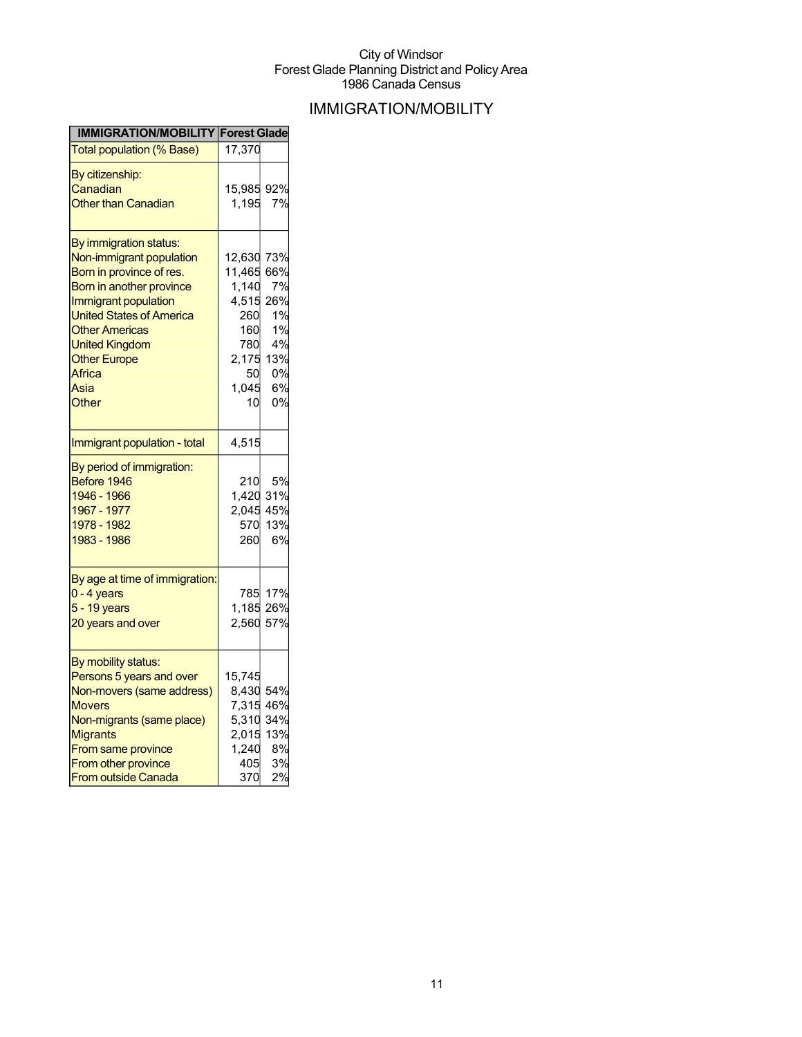City of Windsor
Forest Glade Planning District and Policy Area
1986 Canada Census

# IMMIGRATION/MOBILITY

| IMMIGRATION/MOBILITY | Forest Glade | |
|---|---|---|
| Total population (% Base) | 17,370 | |
| By citizenship: | | |
| Canadian | 15,985 | 92% |
| Other than Canadian | 1,195 | 7% |
| By immigration status: | | |
| Non-immigrant population | 12,630 | 73% |
| Born in province of res. | 11,465 | 66% |
| Born in another province | 1,140 | 7% |
| Immigrant population | 4,515 | 26% |
| United States of America | 260 | 1% |
| Other Americas | 160 | 1% |
| United Kingdom | 780 | 4% |
| Other Europe | 2,175 | 13% |
| Africa | 50 | 0% |
| Asia | 1,045 | 6% |
| Other | 10 | 0% |
| Immigrant population - total | 4,515 | |
| By period of immigration: | | |
| Before 1946 | 210 | 5% |
| 1946 - 1966 | 1,420 | 31% |
| 1967 - 1977 | 2,045 | 45% |
| 1978 - 1982 | 570 | 13% |
| 1983 - 1986 | 260 | 6% |
| By age at time of immigration: | | |
| 0 - 4 years | 785 | 17% |
| 5 - 19 years | 1,185 | 26% |
| 20 years and over | 2,560 | 57% |
| By mobility status: | | |
| Persons 5 years and over | 15,745 | |
| Non-movers (same address) | 8,430 | 54% |
| Movers | 7,315 | 46% |
| Non-migrants (same place) | 5,310 | 34% |
| Migrants | 2,015 | 13% |
| From same province | 1,240 | 8% |
| From other province | 405 | 3% |
| From outside Canada | 370 | 2% |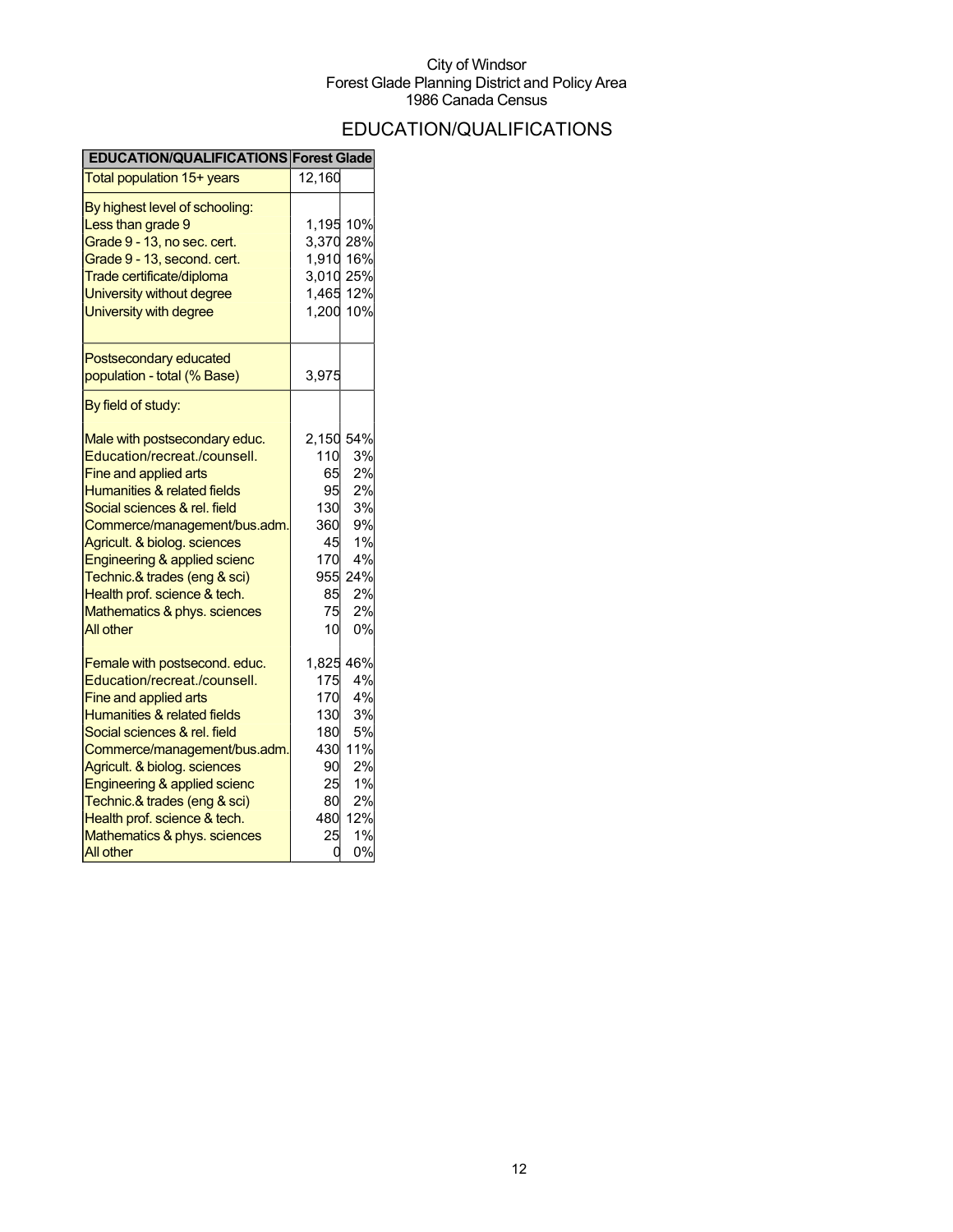City of Windsor
Forest Glade Planning District and Policy Area
1986 Canada Census

# EDUCATION/QUALIFICATIONS

| EDUCATION/QUALIFICATIONS | Forest Glade | |
|---|---|---|
| Total population 15+ years | 12,160 | |
| By highest level of schooling: | | |
| Less than grade 9 | 1,195 | 10% |
| Grade 9 - 13, no sec. cert. | 3,370 | 28% |
| Grade 9 - 13, second. cert. | 1,910 | 16% |
| Trade certificate/diploma | 3,010 | 25% |
| University without degree | 1,465 | 12% |
| University with degree | 1,200 | 10% |
| Postsecondary educated population - total (% Base) | 3,975 | |
| By field of study: | | |
| Male with postsecondary educ. | 2,150 | 54% |
| Education/recreat./counsell. | 110 | 3% |
| Fine and applied arts | 65 | 2% |
| Humanities & related fields | 95 | 2% |
| Social sciences & rel. field | 130 | 3% |
| Commerce/management/bus.adm. | 360 | 9% |
| Agricult. & biolog. sciences | 45 | 1% |
| Engineering & applied scienc | 170 | 4% |
| Technic.& trades (eng & sci) | 955 | 24% |
| Health prof. science & tech. | 85 | 2% |
| Mathematics & phys. sciences | 75 | 2% |
| All other | 10 | 0% |
| Female with postsecond. educ. | 1,825 | 46% |
| Education/recreat./counsell. | 175 | 4% |
| Fine and applied arts | 170 | 4% |
| Humanities & related fields | 130 | 3% |
| Social sciences & rel. field | 180 | 5% |
| Commerce/management/bus.adm. | 430 | 11% |
| Agricult. & biolog. sciences | 90 | 2% |
| Engineering & applied scienc | 25 | 1% |
| Technic.& trades (eng & sci) | 80 | 2% |
| Health prof. science & tech. | 480 | 12% |
| Mathematics & phys. sciences | 25 | 1% |
| All other | 0 | 0% |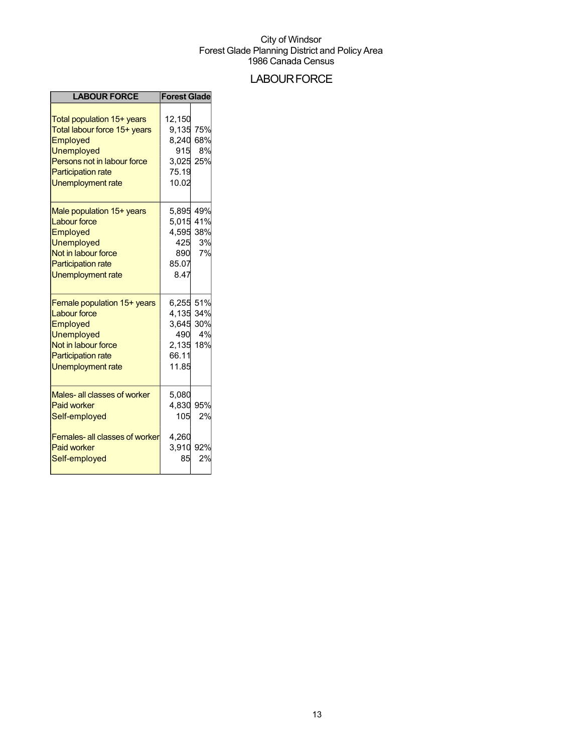City of Windsor
Forest Glade Planning District and Policy Area
1986 Canada Census

# LABOUR FORCE

| LABOUR FORCE | Forest Glade | |
|---|---|---|
| Total population 15+ years | 12,150 | |
| Total labour force 15+ years | 9,135 | 75% |
| Employed | 8,240 | 68% |
| Unemployed | 915 | 8% |
| Persons not in labour force | 3,025 | 25% |
| Participation rate | 75.19 | |
| Unemployment rate | 10.02 | |
| Male population 15+ years | 5,895 | 49% |
| Labour force | 5,015 | 41% |
| Employed | 4,595 | 38% |
| Unemployed | 425 | 3% |
| Not in labour force | 890 | 7% |
| Participation rate | 85.07 | |
| Unemployment rate | 8.47 | |
| Female population 15+ years | 6,255 | 51% |
| Labour force | 4,135 | 34% |
| Employed | 3,645 | 30% |
| Unemployed | 490 | 4% |
| Not in labour force | 2,135 | 18% |
| Participation rate | 66.11 | |
| Unemployment rate | 11.85 | |
| Males- all classes of worker | 5,080 | |
| Paid worker | 4,830 | 95% |
| Self-employed | 105 | 2% |
| Females- all classes of worker | 4,260 | |
| Paid worker | 3,910 | 92% |
| Self-employed | 85 | 2% |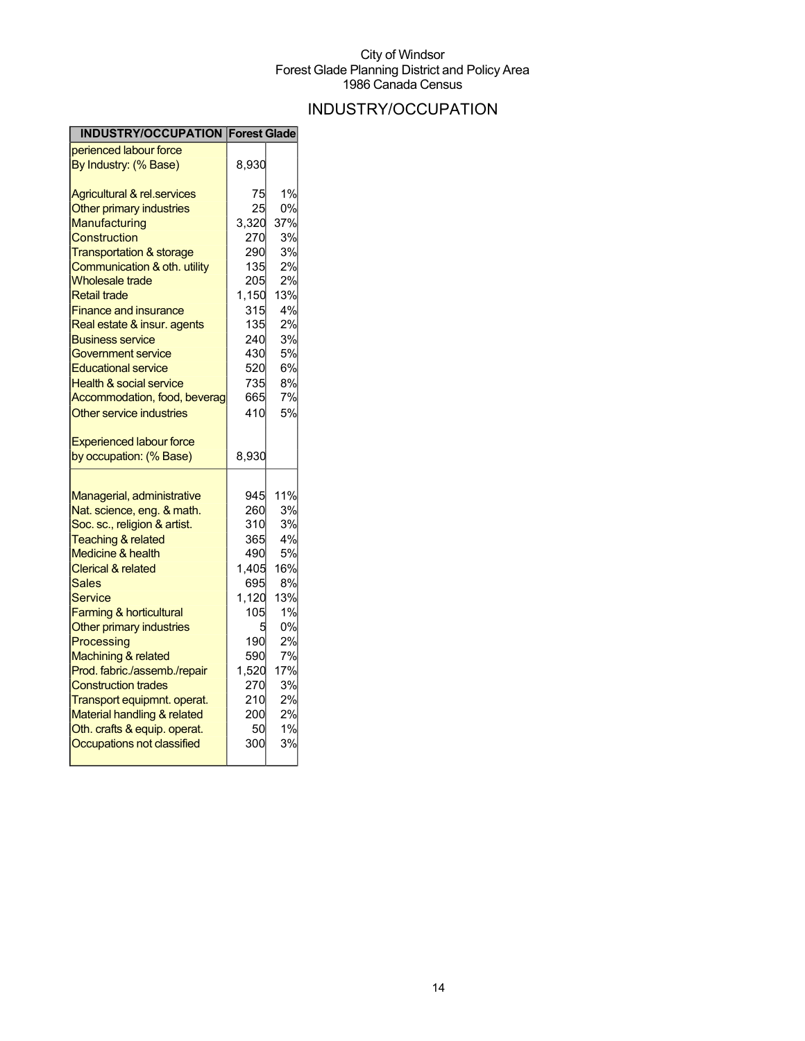City of Windsor
Forest Glade Planning District and Policy Area
1986 Canada Census

# INDUSTRY/OCCUPATION

| INDUSTRY/OCCUPATION | Forest Glade | |
|---|---|---|
| perienced labour force By Industry: (% Base) | 8,930 | |
| Agricultural & rel.services | 75 | 1% |
| Other primary industries | 25 | 0% |
| Manufacturing | 3,320 | 37% |
| Construction | 270 | 3% |
| Transportation & storage | 290 | 3% |
| Communication & oth. utility | 135 | 2% |
| Wholesale trade | 205 | 2% |
| Retail trade | 1,150 | 13% |
| Finance and insurance | 315 | 4% |
| Real estate & insur. agents | 135 | 2% |
| Business service | 240 | 3% |
| Government service | 430 | 5% |
| Educational service | 520 | 6% |
| Health & social service | 735 | 8% |
| Accommodation, food, beverag | 665 | 7% |
| Other service industries | 410 | 5% |
| Experienced labour force by occupation: (% Base) | 8,930 | |
| Managerial, administrative | 945 | 11% |
| Nat. science, eng. & math. | 260 | 3% |
| Soc. sc., religion & artist. | 310 | 3% |
| Teaching & related | 365 | 4% |
| Medicine & health | 490 | 5% |
| Clerical & related | 1,405 | 16% |
| Sales | 695 | 8% |
| Service | 1,120 | 13% |
| Farming & horticultural | 105 | 1% |
| Other primary industries | 5 | 0% |
| Processing | 190 | 2% |
| Machining & related | 590 | 7% |
| Prod. fabric./assemb./repair | 1,520 | 17% |
| Construction trades | 270 | 3% |
| Transport equipmnt. operat. | 210 | 2% |
| Material handling & related | 200 | 2% |
| Oth. crafts & equip. operat. | 50 | 1% |
| Occupations not classified | 300 | 3% |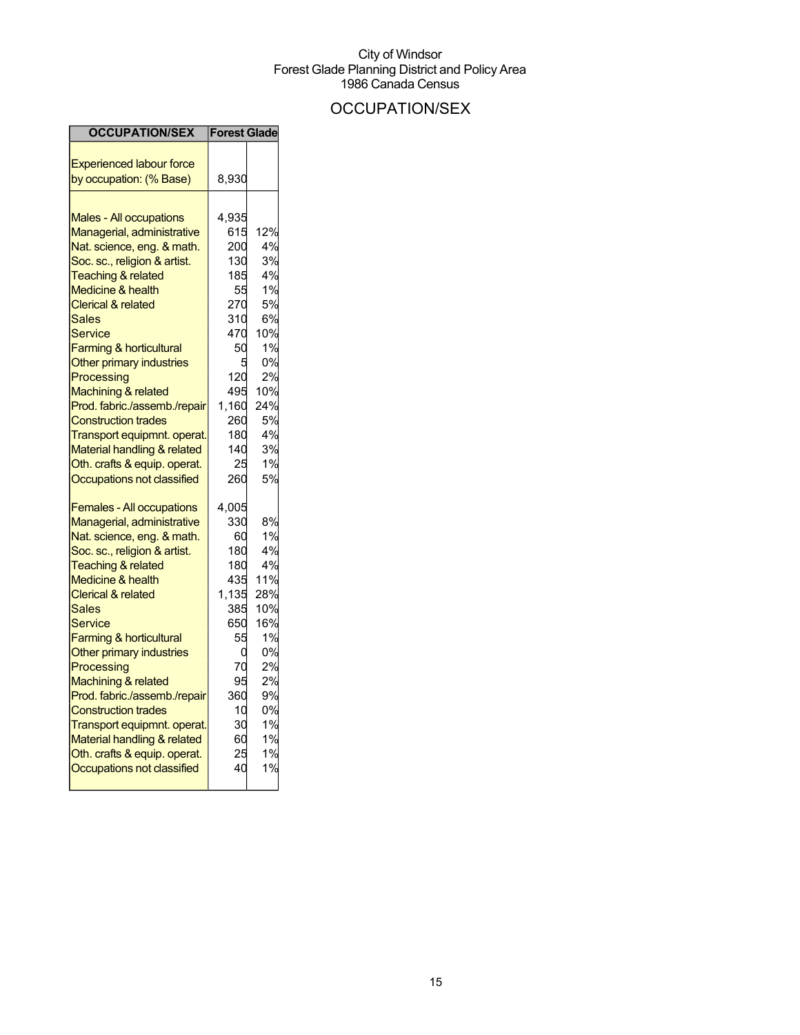City of Windsor
Forest Glade Planning District and Policy Area
1986 Canada Census

# OCCUPATION/SEX

| OCCUPATION/SEX | Forest Glade | |
|---|---|---|
| Experienced labour force by occupation: (% Base) | 8,930 | |
| Males - All occupations | 4,935 | |
| Managerial, administrative | 615 | 12% |
| Nat. science, eng. & math. | 200 | 4% |
| Soc. sc., religion & artist. | 130 | 3% |
| Teaching & related | 185 | 4% |
| Medicine & health | 55 | 1% |
| Clerical & related | 270 | 5% |
| Sales | 310 | 6% |
| Service | 470 | 10% |
| Farming & horticultural | 50 | 1% |
| Other primary industries | 5 | 0% |
| Processing | 120 | 2% |
| Machining & related | 495 | 10% |
| Prod. fabric./assemb./repair | 1,160 | 24% |
| Construction trades | 260 | 5% |
| Transport equipmnt. operat. | 180 | 4% |
| Material handling & related | 140 | 3% |
| Oth. crafts & equip. operat. | 25 | 1% |
| Occupations not classified | 260 | 5% |
| Females - All occupations | 4,005 | |
| Managerial, administrative | 330 | 8% |
| Nat. science, eng. & math. | 60 | 1% |
| Soc. sc., religion & artist. | 180 | 4% |
| Teaching & related | 180 | 4% |
| Medicine & health | 435 | 11% |
| Clerical & related | 1,135 | 28% |
| Sales | 385 | 10% |
| Service | 650 | 16% |
| Farming & horticultural | 55 | 1% |
| Other primary industries | 0 | 0% |
| Processing | 70 | 2% |
| Machining & related | 95 | 2% |
| Prod. fabric./assemb./repair | 360 | 9% |
| Construction trades | 10 | 0% |
| Transport equipmnt. operat. | 30 | 1% |
| Material handling & related | 60 | 1% |
| Oth. crafts & equip. operat. | 25 | 1% |
| Occupations not classified | 40 | 1% |